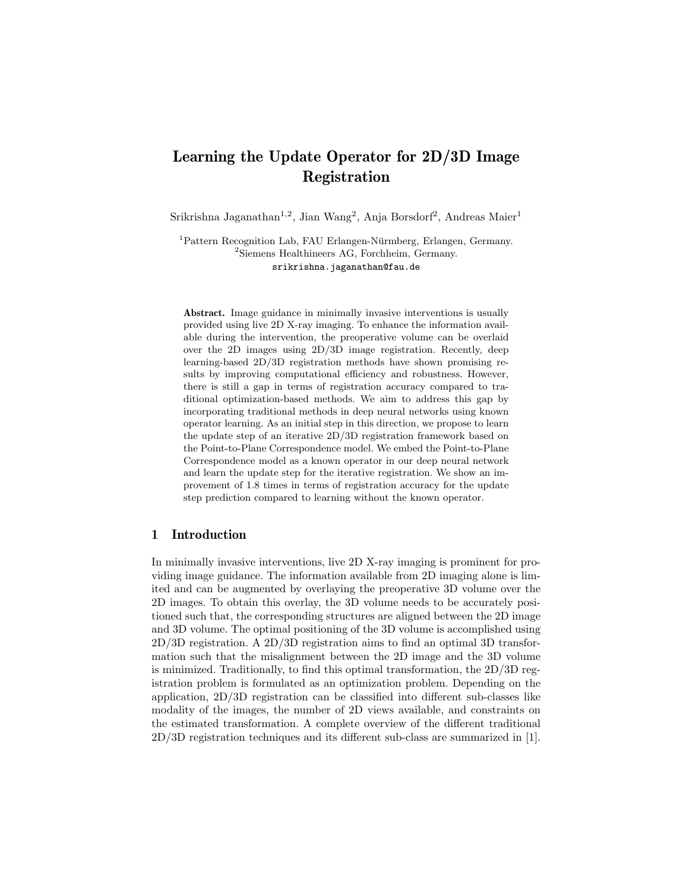# Learning the Update Operator for 2D/3D Image Registration

Srikrishna Jaganathan[1,2], Jian Wang[2], Anja Borsdorf[2], Andreas Maier[1]

[1]Pattern Recognition Lab, FAU Erlangen-Nürmberg, Erlangen, Germany.
[2]Siemens Healthineers AG, Forchheim, Germany.
srikrishna.jaganathan@fau.de

**Abstract.** Image guidance in minimally invasive interventions is usually provided using live 2D X-ray imaging. To enhance the information available during the intervention, the preoperative volume can be overlaid over the 2D images using 2D/3D image registration. Recently, deep learning-based 2D/3D registration methods have shown promising results by improving computational efficiency and robustness. However, there is still a gap in terms of registration accuracy compared to traditional optimization-based methods. We aim to address this gap by incorporating traditional methods in deep neural networks using known operator learning. As an initial step in this direction, we propose to learn the update step of an iterative 2D/3D registration framework based on the Point-to-Plane Correspondence model. We embed the Point-to-Plane Correspondence model as a known operator in our deep neural network and learn the update step for the iterative registration. We show an improvement of 1.8 times in terms of registration accuracy for the update step prediction compared to learning without the known operator.

## 1 Introduction

In minimally invasive interventions, live 2D X-ray imaging is prominent for providing image guidance. The information available from 2D imaging alone is limited and can be augmented by overlaying the preoperative 3D volume over the 2D images. To obtain this overlay, the 3D volume needs to be accurately positioned such that, the corresponding structures are aligned between the 2D image and 3D volume. The optimal positioning of the 3D volume is accomplished using 2D/3D registration. A 2D/3D registration aims to find an optimal 3D transformation such that the misalignment between the 2D image and the 3D volume is minimized. Traditionally, to find this optimal transformation, the 2D/3D registration problem is formulated as an optimization problem. Depending on the application, 2D/3D registration can be classified into different sub-classes like modality of the images, the number of 2D views available, and constraints on the estimated transformation. A complete overview of the different traditional 2D/3D registration techniques and its different sub-class are summarized in [1].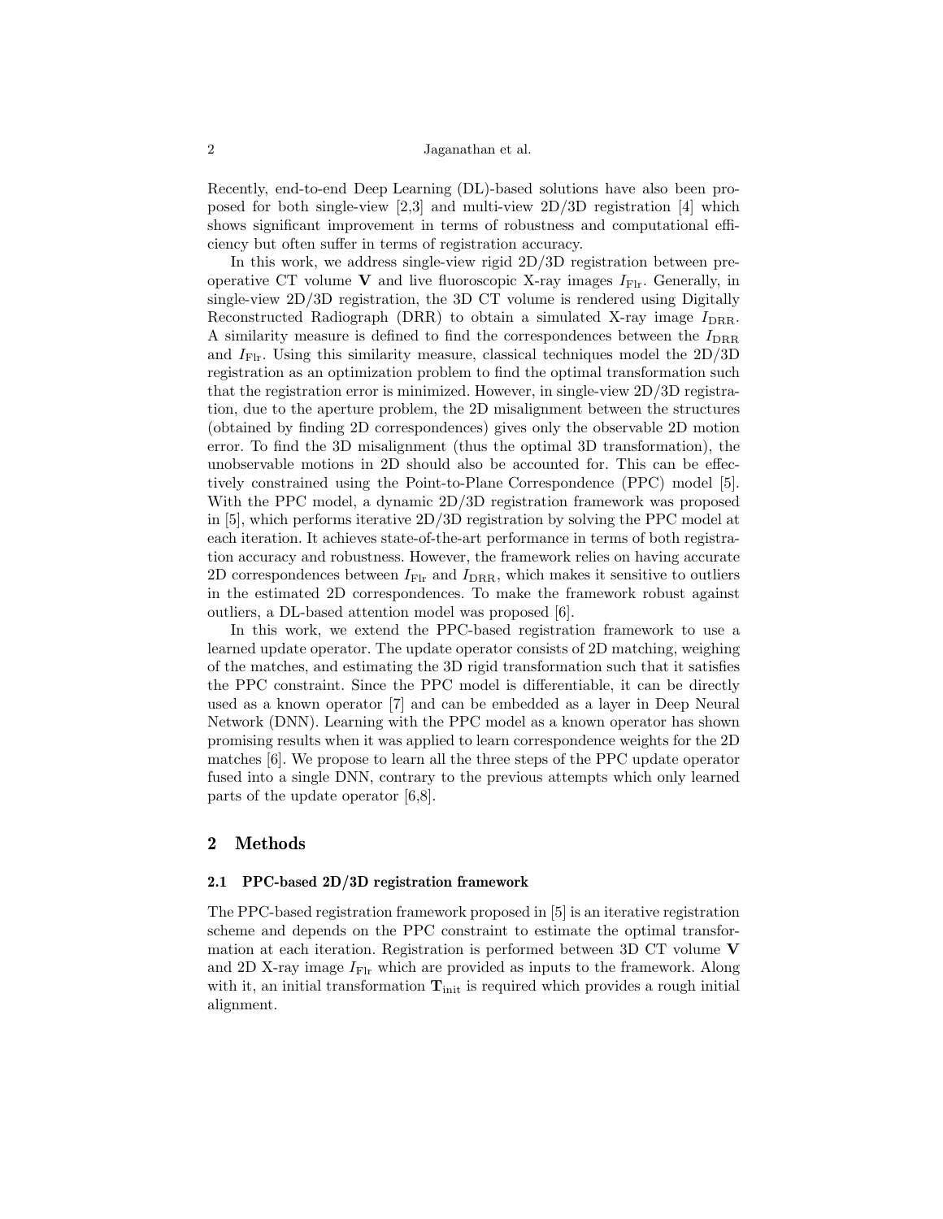Recently, end-to-end Deep Learning (DL)-based solutions have also been proposed for both single-view [2,3] and multi-view 2D/3D registration [4] which shows significant improvement in terms of robustness and computational efficiency but often suffer in terms of registration accuracy.

In this work, we address single-view rigid 2D/3D registration between preoperative CT volume $\mathbf{V}$ and live fluoroscopic X-ray images $I_{\text{Flr}}$. Generally, in single-view 2D/3D registration, the 3D CT volume is rendered using Digitally Reconstructed Radiograph (DRR) to obtain a simulated X-ray image $I_{\text{DRR}}$. A similarity measure is defined to find the correspondences between the $I_{\text{DRR}}$ and $I_{\text{Flr}}$. Using this similarity measure, classical techniques model the 2D/3D registration as an optimization problem to find the optimal transformation such that the registration error is minimized. However, in single-view 2D/3D registration, due to the aperture problem, the 2D misalignment between the structures (obtained by finding 2D correspondences) gives only the observable 2D motion error. To find the 3D misalignment (thus the optimal 3D transformation), the unobservable motions in 2D should also be accounted for. This can be effectively constrained using the Point-to-Plane Correspondence (PPC) model [5]. With the PPC model, a dynamic 2D/3D registration framework was proposed in [5], which performs iterative 2D/3D registration by solving the PPC model at each iteration. It achieves state-of-the-art performance in terms of both registration accuracy and robustness. However, the framework relies on having accurate 2D correspondences between $I_{\text{Flr}}$ and $I_{\text{DRR}}$, which makes it sensitive to outliers in the estimated 2D correspondences. To make the framework robust against outliers, a DL-based attention model was proposed [6].

In this work, we extend the PPC-based registration framework to use a learned update operator. The update operator consists of 2D matching, weighing of the matches, and estimating the 3D rigid transformation such that it satisfies the PPC constraint. Since the PPC model is differentiable, it can be directly used as a known operator [7] and can be embedded as a layer in Deep Neural Network (DNN). Learning with the PPC model as a known operator has shown promising results when it was applied to learn correspondence weights for the 2D matches [6]. We propose to learn all the three steps of the PPC update operator fused into a single DNN, contrary to the previous attempts which only learned parts of the update operator [6,8].

## 2 Methods

### 2.1 PPC-based 2D/3D registration framework

The PPC-based registration framework proposed in [5] is an iterative registration scheme and depends on the PPC constraint to estimate the optimal transformation at each iteration. Registration is performed between 3D CT volume $\mathbf{V}$ and 2D X-ray image $I_{\text{Flr}}$ which are provided as inputs to the framework. Along with it, an initial transformation $\mathbf{T}_{\text{init}}$ is required which provides a rough initial alignment.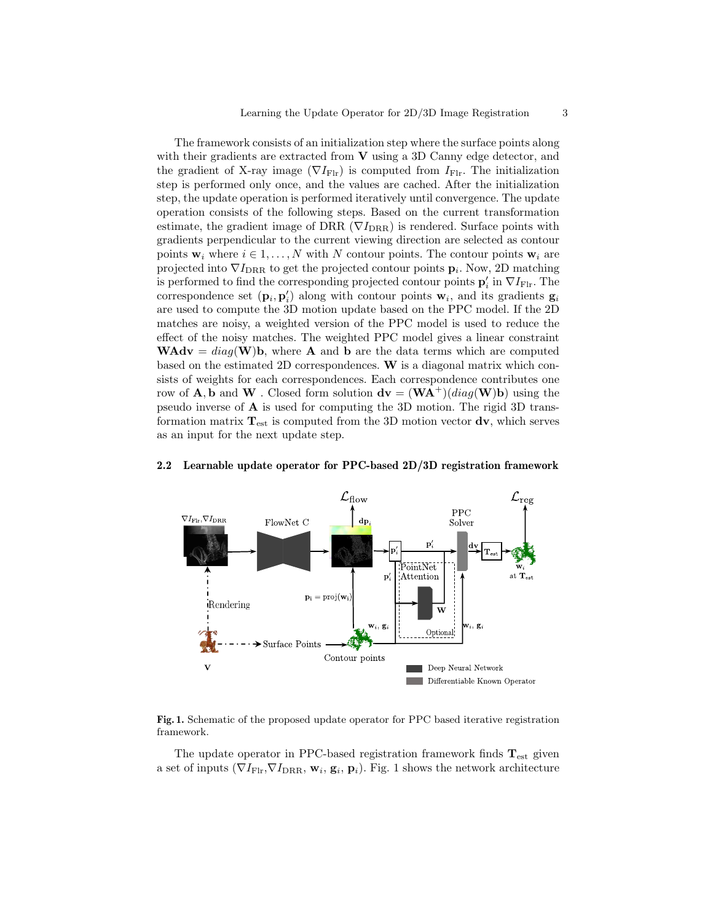The framework consists of an initialization step where the surface points along with their gradients are extracted from $\mathbf{V}$ using a 3D Canny edge detector, and the gradient of X-ray image ($\nabla I_{\mathrm{Flr}}$) is computed from $I_{\mathrm{Flr}}$. The initialization step is performed only once, and the values are cached. After the initialization step, the update operation is performed iteratively until convergence. The update operation consists of the following steps. Based on the current transformation estimate, the gradient image of DRR ($\nabla I_{\mathrm{DRR}}$) is rendered. Surface points with gradients perpendicular to the current viewing direction are selected as contour points $\mathbf{w}_i$ where $i \in 1, \ldots, N$ with $N$ contour points. The contour points $\mathbf{w}_i$ are projected into $\nabla I_{\mathrm{DRR}}$ to get the projected contour points $\mathbf{p}_i$. Now, 2D matching is performed to find the corresponding projected contour points $\mathbf{p}'_i$ in $\nabla I_{\mathrm{Flr}}$. The correspondence set $(\mathbf{p}_i, \mathbf{p}'_i)$ along with contour points $\mathbf{w}_i$, and its gradients $\mathbf{g}_i$ are used to compute the 3D motion update based on the PPC model. If the 2D matches are noisy, a weighted version of the PPC model is used to reduce the effect of the noisy matches. The weighted PPC model gives a linear constraint $\mathbf{WAdv} = diag(\mathbf{W})\mathbf{b}$, where $\mathbf{A}$ and $\mathbf{b}$ are the data terms which are computed based on the estimated 2D correspondences. $\mathbf{W}$ is a diagonal matrix which consists of weights for each correspondences. Each correspondence contributes one row of $\mathbf{A}, \mathbf{b}$ and $\mathbf{W}$ . Closed form solution $\mathbf{dv} = (\mathbf{WA}^+)(diag(\mathbf{W})\mathbf{b})$ using the pseudo inverse of $\mathbf{A}$ is used for computing the 3D motion. The rigid 3D transformation matrix $\mathbf{T}_{\mathrm{est}}$ is computed from the 3D motion vector $\mathbf{dv}$, which serves as an input for the next update step.

### 2.2 Learnable update operator for PPC-based 2D/3D registration framework

**Fig. 1.** Schematic of the proposed update operator for PPC based iterative registration framework.

The update operator in PPC-based registration framework finds $\mathbf{T}_{\mathrm{est}}$ given a set of inputs ($\nabla I_{\mathrm{Flr}}$,$\nabla I_{\mathrm{DRR}}$, $\mathbf{w}_i$, $\mathbf{g}_i$, $\mathbf{p}_i$). Fig. 1 shows the network architecture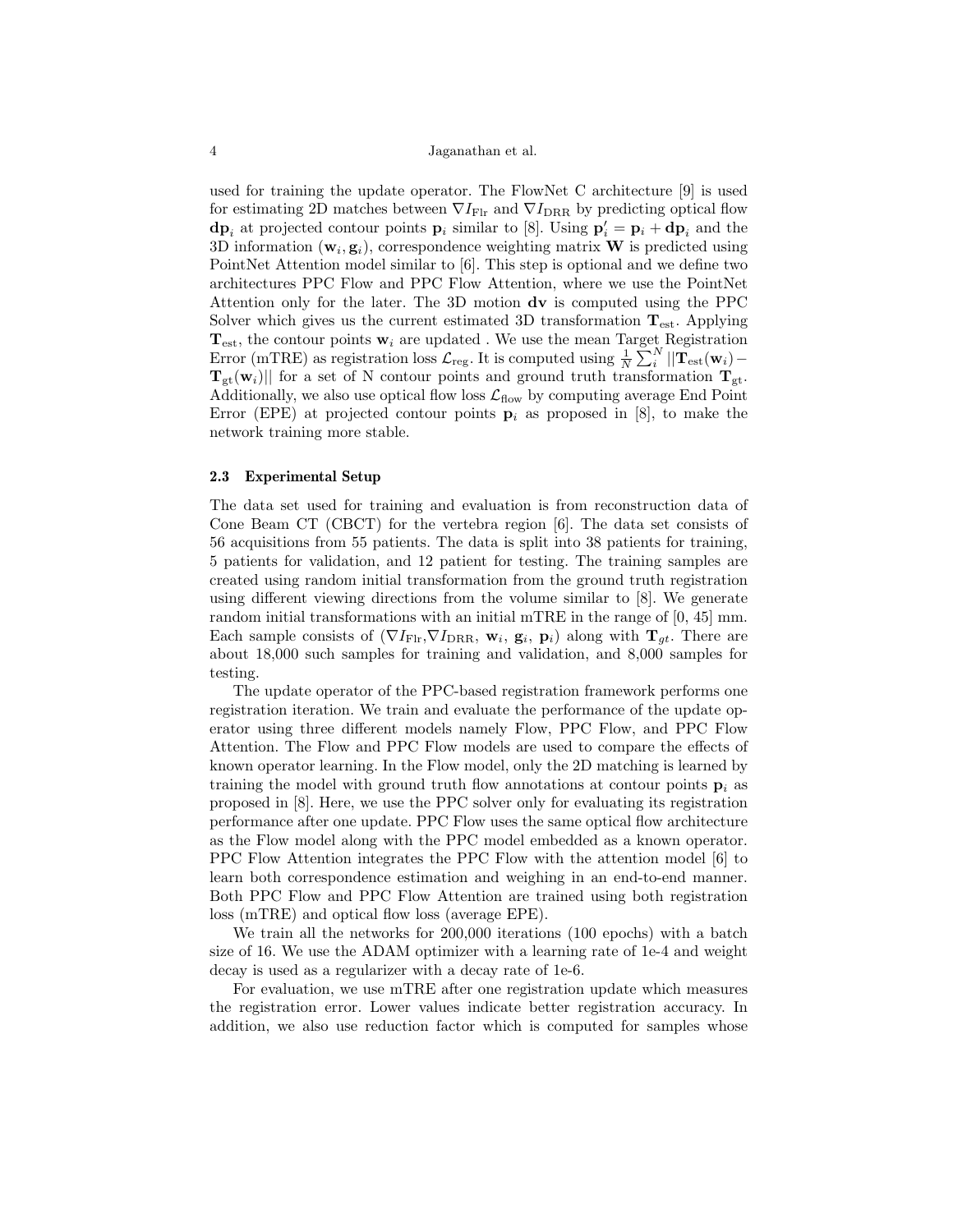used for training the update operator. The FlowNet C architecture [9] is used for estimating 2D matches between $\nabla I_{\text{Flr}}$ and $\nabla I_{\text{DRR}}$ by predicting optical flow $\mathbf{dp}_i$ at projected contour points $\mathbf{p}_i$ similar to [8]. Using $\mathbf{p}'_i = \mathbf{p}_i + \mathbf{dp}_i$ and the 3D information $(\mathbf{w}_i, \mathbf{g}_i)$, correspondence weighting matrix $\mathbf{W}$ is predicted using PointNet Attention model similar to [6]. This step is optional and we define two architectures PPC Flow and PPC Flow Attention, where we use the PointNet Attention only for the later. The 3D motion $\mathbf{dv}$ is computed using the PPC Solver which gives us the current estimated 3D transformation $\mathbf{T}_{\text{est}}$. Applying $\mathbf{T}_{\text{est}}$, the contour points $\mathbf{w}_i$ are updated . We use the mean Target Registration Error (mTRE) as registration loss $\mathcal{L}_{\text{reg}}$. It is computed using $\frac{1}{N}\sum_i^N ||\mathbf{T}_{\text{est}}(\mathbf{w}_i) - \mathbf{T}_{\text{gt}}(\mathbf{w}_i)||$ for a set of N contour points and ground truth transformation $\mathbf{T}_{\text{gt}}$. Additionally, we also use optical flow loss $\mathcal{L}_{\text{flow}}$ by computing average End Point Error (EPE) at projected contour points $\mathbf{p}_i$ as proposed in [8], to make the network training more stable.

### 2.3 Experimental Setup

The data set used for training and evaluation is from reconstruction data of Cone Beam CT (CBCT) for the vertebra region [6]. The data set consists of 56 acquisitions from 55 patients. The data is split into 38 patients for training, 5 patients for validation, and 12 patient for testing. The training samples are created using random initial transformation from the ground truth registration using different viewing directions from the volume similar to [8]. We generate random initial transformations with an initial mTRE in the range of [0, 45] mm. Each sample consists of ($\nabla I_{\text{Flr}}$,$\nabla I_{\text{DRR}}$, $\mathbf{w}_i$, $\mathbf{g}_i$, $\mathbf{p}_i$) along with $\mathbf{T}_{gt}$. There are about 18,000 such samples for training and validation, and 8,000 samples for testing.

The update operator of the PPC-based registration framework performs one registration iteration. We train and evaluate the performance of the update operator using three different models namely Flow, PPC Flow, and PPC Flow Attention. The Flow and PPC Flow models are used to compare the effects of known operator learning. In the Flow model, only the 2D matching is learned by training the model with ground truth flow annotations at contour points $\mathbf{p}_i$ as proposed in [8]. Here, we use the PPC solver only for evaluating its registration performance after one update. PPC Flow uses the same optical flow architecture as the Flow model along with the PPC model embedded as a known operator. PPC Flow Attention integrates the PPC Flow with the attention model [6] to learn both correspondence estimation and weighing in an end-to-end manner. Both PPC Flow and PPC Flow Attention are trained using both registration loss (mTRE) and optical flow loss (average EPE).

We train all the networks for 200,000 iterations (100 epochs) with a batch size of 16. We use the ADAM optimizer with a learning rate of 1e-4 and weight decay is used as a regularizer with a decay rate of 1e-6.

For evaluation, we use mTRE after one registration update which measures the registration error. Lower values indicate better registration accuracy. In addition, we also use reduction factor which is computed for samples whose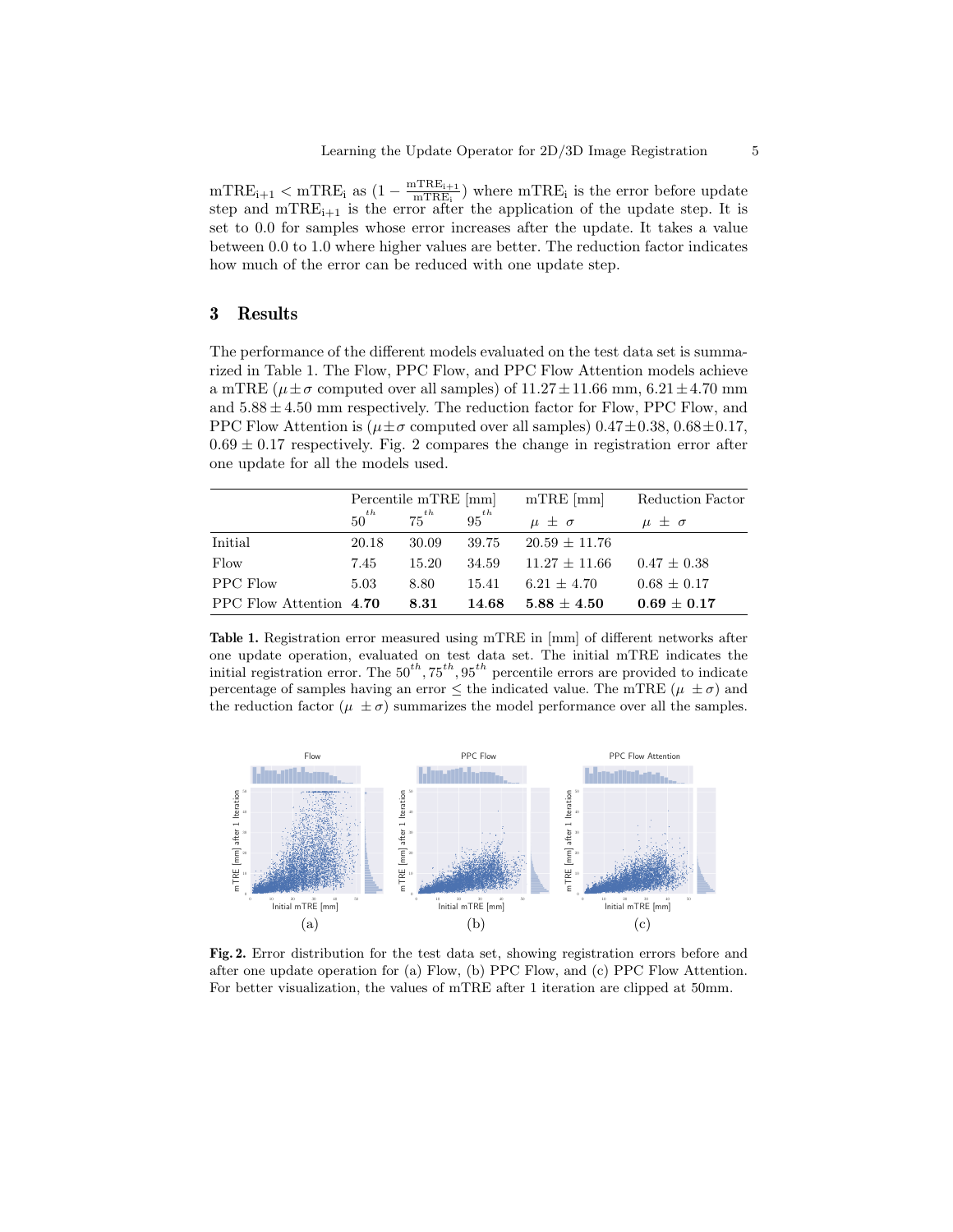$\text{mTRE}_{\text{i+1}} < \text{mTRE}_{\text{i}}$ as $(1 - \frac{\text{mTRE}_{\text{i+1}}}{\text{mTRE}_{\text{i}}})$ where $\text{mTRE}_{\text{i}}$ is the error before update step and $\text{mTRE}_{\text{i+1}}$ is the error after the application of the update step. It is set to 0.0 for samples whose error increases after the update. It takes a value between 0.0 to 1.0 where higher values are better. The reduction factor indicates how much of the error can be reduced with one update step.

## 3 Results

The performance of the different models evaluated on the test data set is summarized in Table 1. The Flow, PPC Flow, and PPC Flow Attention models achieve a mTRE ($\mu \pm \sigma$ computed over all samples) of $11.27 \pm 11.66$ mm, $6.21 \pm 4.70$ mm and $5.88 \pm 4.50$ mm respectively. The reduction factor for Flow, PPC Flow, and PPC Flow Attention is ($\mu \pm \sigma$ computed over all samples) $0.47 \pm 0.38$, $0.68 \pm 0.17$, $0.69 \pm 0.17$ respectively. Fig. 2 compares the change in registration error after one update for all the models used.

| | Percentile mTRE [mm] | | | mTRE [mm] | Reduction Factor |
|---|---|---|---|---|---|
| | $50^{th}$ | $75^{th}$ | $95^{th}$ | $\mu \pm \sigma$ | $\mu \pm \sigma$ |
| Initial | 20.18 | 30.09 | 39.75 | 20.59 ± 11.76 | |
| Flow | 7.45 | 15.20 | 34.59 | 11.27 ± 11.66 | 0.47 ± 0.38 |
| PPC Flow | 5.03 | 8.80 | 15.41 | 6.21 ± 4.70 | 0.68 ± 0.17 |
| PPC Flow Attention | **4.70** | **8.31** | **14.68** | **5.88 ± 4.50** | **0.69 ± 0.17** |

**Table 1.** Registration error measured using mTRE in [mm] of different networks after one update operation, evaluated on test data set. The initial mTRE indicates the initial registration error. The $50^{th}, 75^{th}, 95^{th}$ percentile errors are provided to indicate percentage of samples having an error ≤ the indicated value. The mTRE ($\mu \pm \sigma$) and the reduction factor ($\mu \pm \sigma$) summarizes the model performance over all the samples.

**Fig. 2.** Error distribution for the test data set, showing registration errors before and after one update operation for (a) Flow, (b) PPC Flow, and (c) PPC Flow Attention. For better visualization, the values of mTRE after 1 iteration are clipped at 50mm.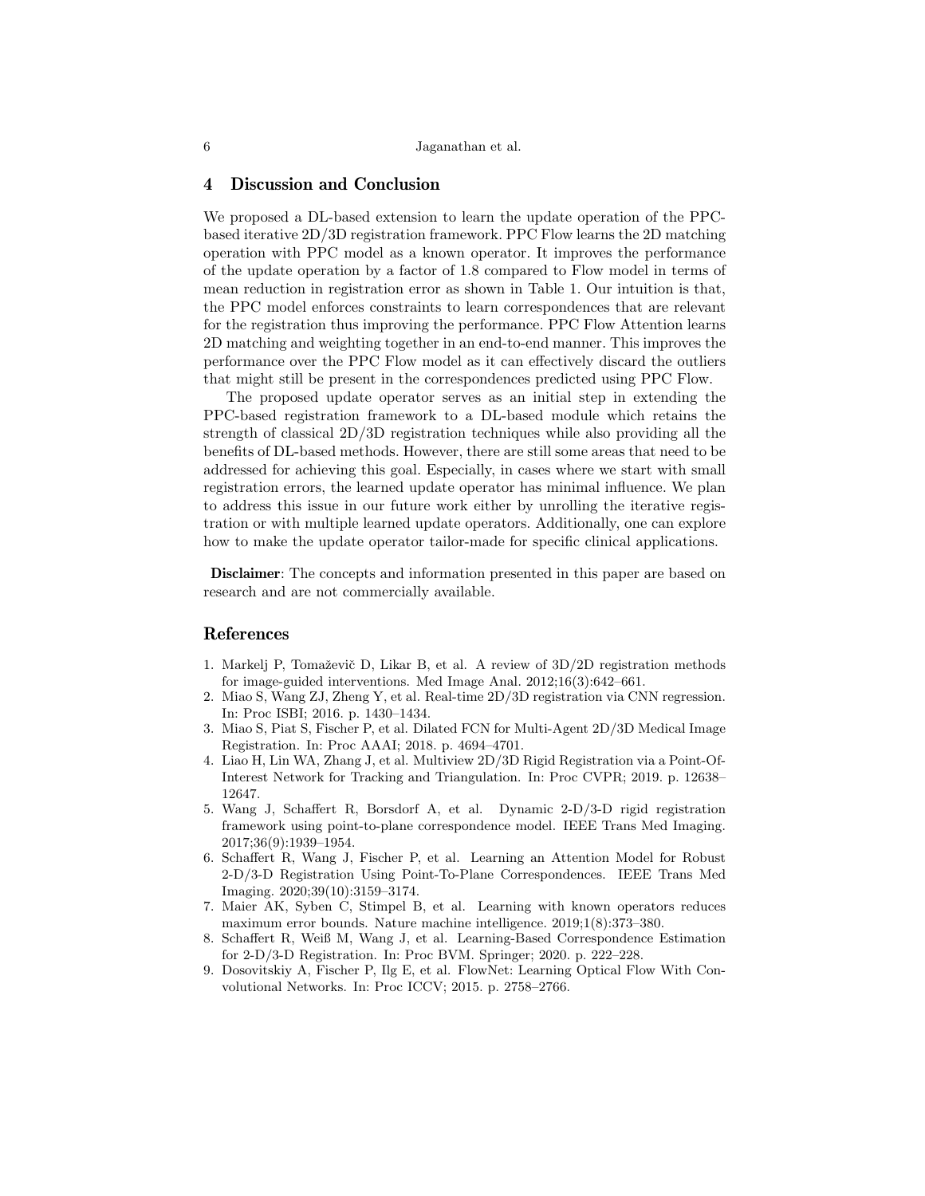## 4 Discussion and Conclusion

We proposed a DL-based extension to learn the update operation of the PPC-based iterative 2D/3D registration framework. PPC Flow learns the 2D matching operation with PPC model as a known operator. It improves the performance of the update operation by a factor of 1.8 compared to Flow model in terms of mean reduction in registration error as shown in Table 1. Our intuition is that, the PPC model enforces constraints to learn correspondences that are relevant for the registration thus improving the performance. PPC Flow Attention learns 2D matching and weighting together in an end-to-end manner. This improves the performance over the PPC Flow model as it can effectively discard the outliers that might still be present in the correspondences predicted using PPC Flow.

The proposed update operator serves as an initial step in extending the PPC-based registration framework to a DL-based module which retains the strength of classical 2D/3D registration techniques while also providing all the benefits of DL-based methods. However, there are still some areas that need to be addressed for achieving this goal. Especially, in cases where we start with small registration errors, the learned update operator has minimal influence. We plan to address this issue in our future work either by unrolling the iterative registration or with multiple learned update operators. Additionally, one can explore how to make the update operator tailor-made for specific clinical applications.

**Disclaimer**: The concepts and information presented in this paper are based on research and are not commercially available.

## References

1. Markelj P, Tomaževič D, Likar B, et al. A review of 3D/2D registration methods for image-guided interventions. Med Image Anal. 2012;16(3):642–661.
2. Miao S, Wang ZJ, Zheng Y, et al. Real-time 2D/3D registration via CNN regression. In: Proc ISBI; 2016. p. 1430–1434.
3. Miao S, Piat S, Fischer P, et al. Dilated FCN for Multi-Agent 2D/3D Medical Image Registration. In: Proc AAAI; 2018. p. 4694–4701.
4. Liao H, Lin WA, Zhang J, et al. Multiview 2D/3D Rigid Registration via a Point-Of-Interest Network for Tracking and Triangulation. In: Proc CVPR; 2019. p. 12638–12647.
5. Wang J, Schaffert R, Borsdorf A, et al. Dynamic 2-D/3-D rigid registration framework using point-to-plane correspondence model. IEEE Trans Med Imaging. 2017;36(9):1939–1954.
6. Schaffert R, Wang J, Fischer P, et al. Learning an Attention Model for Robust 2-D/3-D Registration Using Point-To-Plane Correspondences. IEEE Trans Med Imaging. 2020;39(10):3159–3174.
7. Maier AK, Syben C, Stimpel B, et al. Learning with known operators reduces maximum error bounds. Nature machine intelligence. 2019;1(8):373–380.
8. Schaffert R, Weiß M, Wang J, et al. Learning-Based Correspondence Estimation for 2-D/3-D Registration. In: Proc BVM. Springer; 2020. p. 222–228.
9. Dosovitskiy A, Fischer P, Ilg E, et al. FlowNet: Learning Optical Flow With Convolutional Networks. In: Proc ICCV; 2015. p. 2758–2766.